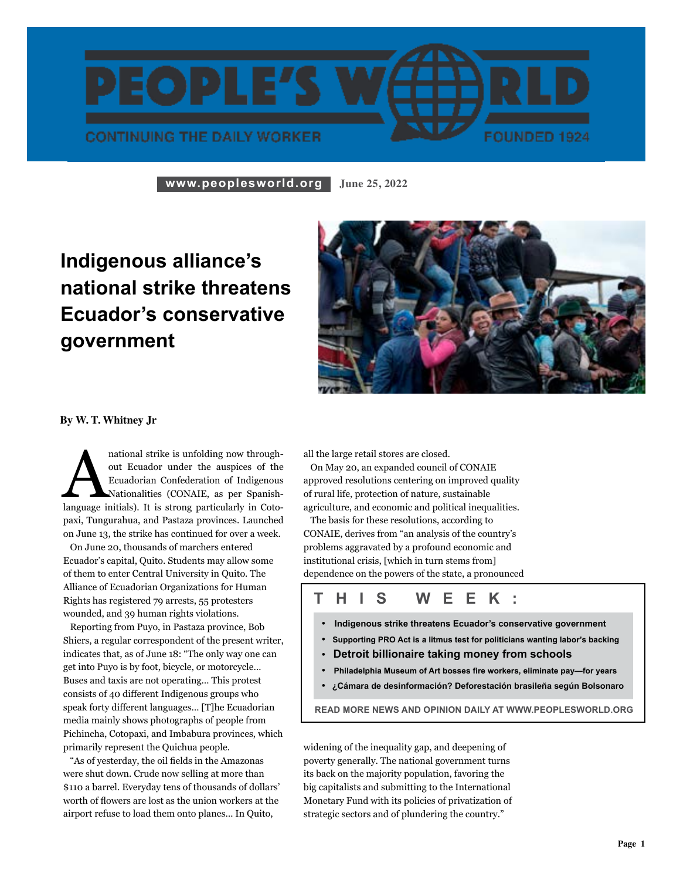# PEOPLE'S WORLD

CONTINUING THE DAILY WORKER — FOUNDED 1924

www.peoplesworld.org June 25, 2022

## Indigenous alliance's national strike threatens Ecuador's conservative government

**By W. T. Whitney Jr**

A national strike is unfolding now throughout Ecuador under the auspices of the Ecuadorian Confederation of Indigenous Nationalities (CONAIE, as per Spanish-language initials). It is strong particularly in Cotopaxi, Tungurahua, and Pastaza provinces. Launched on June 13, the strike has continued for over a week.

On June 20, thousands of marchers entered Ecuador's capital, Quito. Students may allow some of them to enter Central University in Quito. The Alliance of Ecuadorian Organizations for Human Rights has registered 79 arrests, 55 protesters wounded, and 39 human rights violations.

Reporting from Puyo, in Pastaza province, Bob Shiers, a regular correspondent of the present writer, indicates that, as of June 18: "The only way one can get into Puyo is by foot, bicycle, or motorcycle… Buses and taxis are not operating… This protest consists of 40 different Indigenous groups who speak forty different languages… [T]he Ecuadorian media mainly shows photographs of people from Pichincha, Cotopaxi, and Imbabura provinces, which primarily represent the Quichua people.

"As of yesterday, the oil fields in the Amazonas were shut down. Crude now selling at more than $110 a barrel. Everyday tens of thousands of dollars' worth of flowers are lost as the union workers at the airport refuse to load them onto planes… In Quito, all the large retail stores are closed.

On May 20, an expanded council of CONAIE approved resolutions centering on improved quality of rural life, protection of nature, sustainable agriculture, and economic and political inequalities.

The basis for these resolutions, according to CONAIE, derives from "an analysis of the country's problems aggravated by a profound economic and institutional crisis, [which in turn stems from] dependence on the powers of the state, a pronounced widening of the inequality gap, and deepening of poverty generally. The national government turns its back on the majority population, favoring the big capitalists and submitting to the International Monetary Fund with its policies of privatization of strategic sectors and of plundering the country."

---

**THIS WEEK:**

- Indigenous strike threatens Ecuador's conservative government
- Supporting PRO Act is a litmus test for politicians wanting labor's backing
- Detroit billionaire taking money from schools
- Philadelphia Museum of Art bosses fire workers, eliminate pay—for years
- ¿Cámara de desinformación? Deforestación brasileña según Bolsonaro

READ MORE NEWS AND OPINION DAILY AT WWW.PEOPLESWORLD.ORG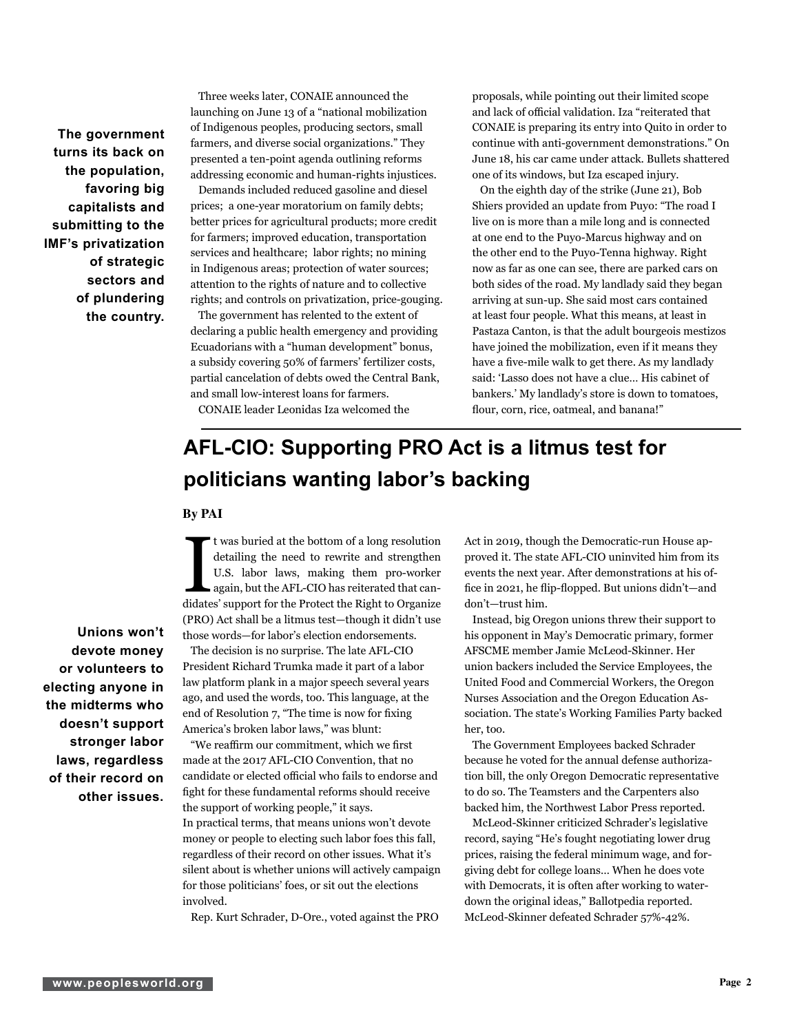**The government turns its back on the population, favoring big capitalists and submitting to the IMF's privatization of strategic sectors and of plundering the country.**

Three weeks later, CONAIE announced the launching on June 13 of a "national mobilization of Indigenous peoples, producing sectors, small farmers, and diverse social organizations." They presented a ten-point agenda outlining reforms addressing economic and human-rights injustices.

Demands included reduced gasoline and diesel prices; a one-year moratorium on family debts; better prices for agricultural products; more credit for farmers; improved education, transportation services and healthcare; labor rights; no mining in Indigenous areas; protection of water sources; attention to the rights of nature and to collective rights; and controls on privatization, price-gouging.

The government has relented to the extent of declaring a public health emergency and providing Ecuadorians with a "human development" bonus, a subsidy covering 50% of farmers' fertilizer costs, partial cancelation of debts owed the Central Bank, and small low-interest loans for farmers.

CONAIE leader Leonidas Iza welcomed the proposals, while pointing out their limited scope and lack of official validation. Iza "reiterated that CONAIE is preparing its entry into Quito in order to continue with anti-government demonstrations." On June 18, his car came under attack. Bullets shattered one of its windows, but Iza escaped injury.

On the eighth day of the strike (June 21), Bob Shiers provided an update from Puyo: "The road I live on is more than a mile long and is connected at one end to the Puyo-Marcus highway and on the other end to the Puyo-Tenna highway. Right now as far as one can see, there are parked cars on both sides of the road. My landlady said they began arriving at sun-up. She said most cars contained at least four people. What this means, at least in Pastaza Canton, is that the adult bourgeois mestizos have joined the mobilization, even if it means they have a five-mile walk to get there. As my landlady said: 'Lasso does not have a clue... His cabinet of bankers.' My landlady's store is down to tomatoes, flour, corn, rice, oatmeal, and banana!"

## AFL-CIO: Supporting PRO Act is a litmus test for politicians wanting labor's backing

**By PAI**

**Unions won't devote money or volunteers to electing anyone in the midterms who doesn't support stronger labor laws, regardless of their record on other issues.**

It was buried at the bottom of a long resolution detailing the need to rewrite and strengthen U.S. labor laws, making them pro-worker again, but the AFL-CIO has reiterated that candidates' support for the Protect the Right to Organize (PRO) Act shall be a litmus test—though it didn't use those words—for labor's election endorsements.

The decision is no surprise. The late AFL-CIO President Richard Trumka made it part of a labor law platform plank in a major speech several years ago, and used the words, too. This language, at the end of Resolution 7, "The time is now for fixing America's broken labor laws," was blunt:

"We reaffirm our commitment, which we first made at the 2017 AFL-CIO Convention, that no candidate or elected official who fails to endorse and fight for these fundamental reforms should receive the support of working people," it says.

In practical terms, that means unions won't devote money or people to electing such labor foes this fall, regardless of their record on other issues. What it's silent about is whether unions will actively campaign for those politicians' foes, or sit out the elections involved.

Rep. Kurt Schrader, D-Ore., voted against the PRO Act in 2019, though the Democratic-run House approved it. The state AFL-CIO uninvited him from its events the next year. After demonstrations at his office in 2021, he flip-flopped. But unions didn't—and don't—trust him.

Instead, big Oregon unions threw their support to his opponent in May's Democratic primary, former AFSCME member Jamie McLeod-Skinner. Her union backers included the Service Employees, the United Food and Commercial Workers, the Oregon Nurses Association and the Oregon Education Association. The state's Working Families Party backed her, too.

The Government Employees backed Schrader because he voted for the annual defense authorization bill, the only Oregon Democratic representative to do so. The Teamsters and the Carpenters also backed him, the Northwest Labor Press reported.

McLeod-Skinner criticized Schrader's legislative record, saying "He's fought negotiating lower drug prices, raising the federal minimum wage, and forgiving debt for college loans... When he does vote with Democrats, it is often after working to water-down the original ideas," Ballotpedia reported. McLeod-Skinner defeated Schrader 57%-42%.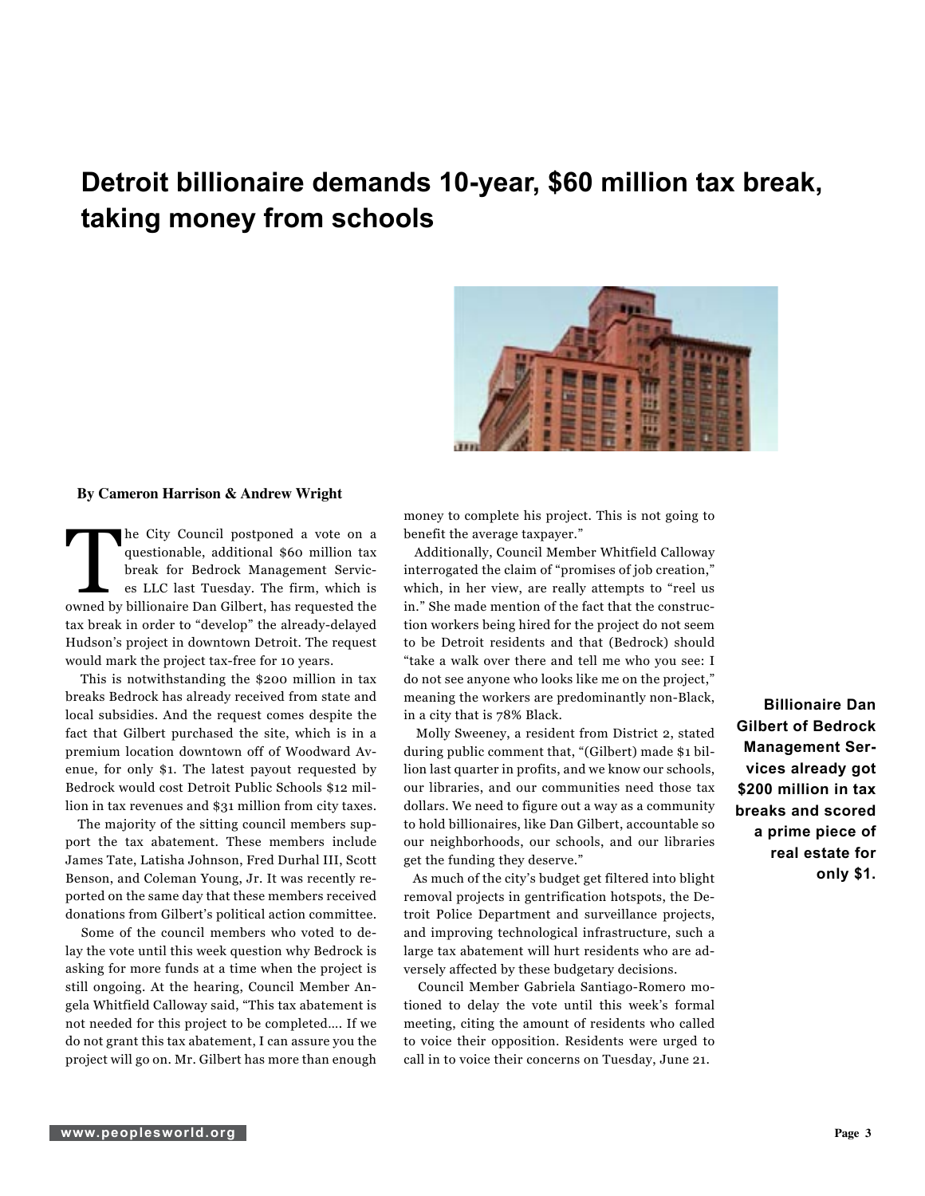# Detroit billionaire demands 10-year, $60 million tax break, taking money from schools

**By Cameron Harrison & Andrew Wright**

The City Council postponed a vote on a questionable, additional $60 million tax break for Bedrock Management Services LLC last Tuesday. The firm, which is owned by billionaire Dan Gilbert, has requested the tax break in order to "develop" the already-delayed Hudson's project in downtown Detroit. The request would mark the project tax-free for 10 years.

This is notwithstanding the $200 million in tax breaks Bedrock has already received from state and local subsidies. And the request comes despite the fact that Gilbert purchased the site, which is in a premium location downtown off of Woodward Avenue, for only $1. The latest payout requested by Bedrock would cost Detroit Public Schools $12 million in tax revenues and $31 million from city taxes.

The majority of the sitting council members support the tax abatement. These members include James Tate, Latisha Johnson, Fred Durhal III, Scott Benson, and Coleman Young, Jr. It was recently reported on the same day that these members received donations from Gilbert's political action committee.

Some of the council members who voted to delay the vote until this week question why Bedrock is asking for more funds at a time when the project is still ongoing. At the hearing, Council Member Angela Whitfield Calloway said, "This tax abatement is not needed for this project to be completed.... If we do not grant this tax abatement, I can assure you the project will go on. Mr. Gilbert has more than enough money to complete his project. This is not going to benefit the average taxpayer."

Additionally, Council Member Whitfield Calloway interrogated the claim of "promises of job creation," which, in her view, are really attempts to "reel us in." She made mention of the fact that the construction workers being hired for the project do not seem to be Detroit residents and that (Bedrock) should "take a walk over there and tell me who you see: I do not see anyone who looks like me on the project," meaning the workers are predominantly non-Black, in a city that is 78% Black.

Molly Sweeney, a resident from District 2, stated during public comment that, "(Gilbert) made $1 billion last quarter in profits, and we know our schools, our libraries, and our communities need those tax dollars. We need to figure out a way as a community to hold billionaires, like Dan Gilbert, accountable so our neighborhoods, our schools, and our libraries get the funding they deserve."

As much of the city's budget get filtered into blight removal projects in gentrification hotspots, the Detroit Police Department and surveillance projects, and improving technological infrastructure, such a large tax abatement will hurt residents who are adversely affected by these budgetary decisions.

Council Member Gabriela Santiago-Romero motioned to delay the vote until this week's formal meeting, citing the amount of residents who called to voice their opposition. Residents were urged to call in to voice their concerns on Tuesday, June 21.

**Billionaire Dan Gilbert of Bedrock Management Services already got $200 million in tax breaks and scored a prime piece of real estate for only $1.**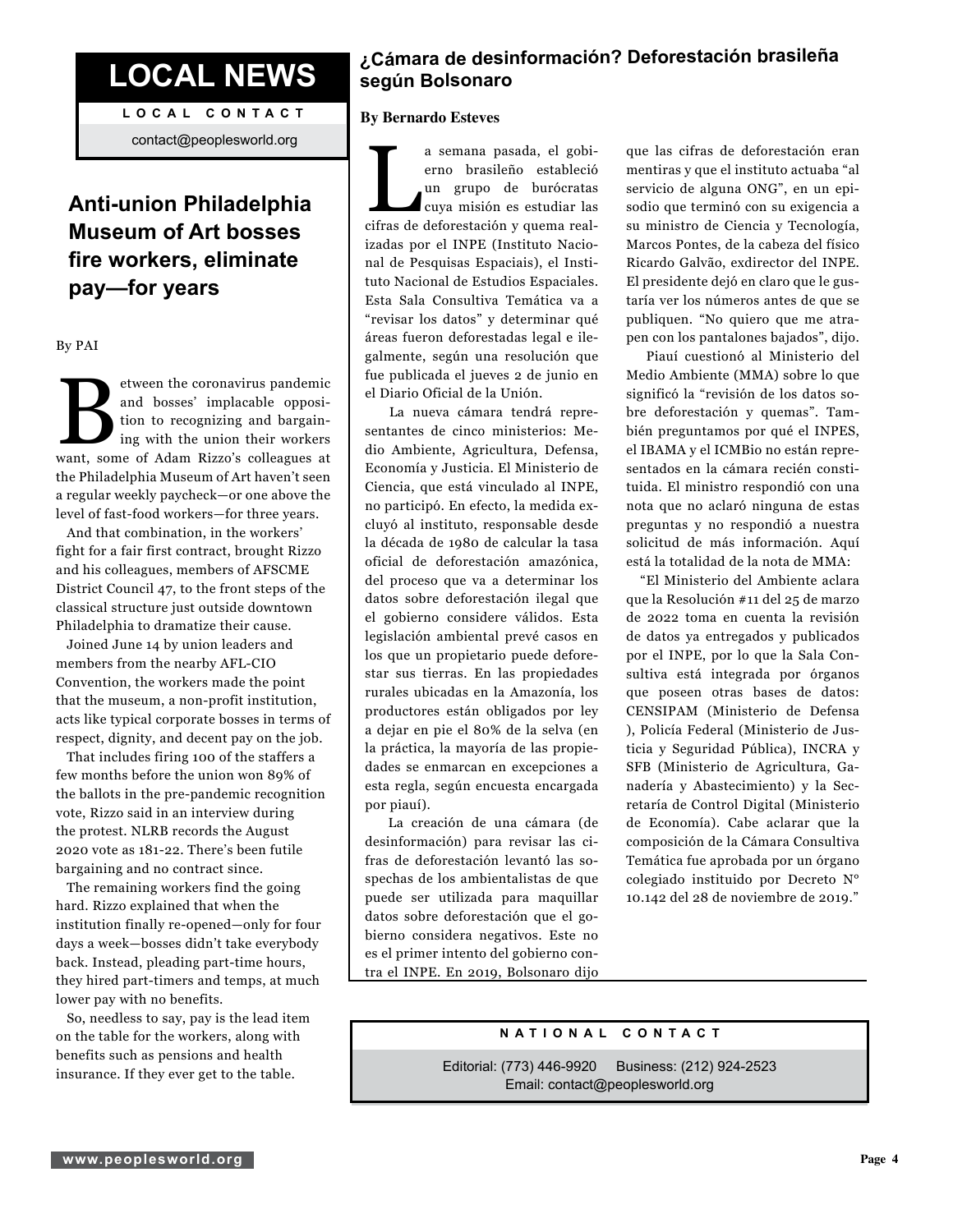# LOCAL NEWS

**LOCAL CONTACT**

contact@peoplesworld.org

## Anti-union Philadelphia Museum of Art bosses fire workers, eliminate pay—for years

By PAI

Between the coronavirus pandemic and bosses' implacable opposition to recognizing and bargaining with the union their workers want, some of Adam Rizzo's colleagues at the Philadelphia Museum of Art haven't seen a regular weekly paycheck—or one above the level of fast-food workers—for three years.

And that combination, in the workers' fight for a fair first contract, brought Rizzo and his colleagues, members of AFSCME District Council 47, to the front steps of the classical structure just outside downtown Philadelphia to dramatize their cause.

Joined June 14 by union leaders and members from the nearby AFL-CIO Convention, the workers made the point that the museum, a non-profit institution, acts like typical corporate bosses in terms of respect, dignity, and decent pay on the job.

That includes firing 100 of the staffers a few months before the union won 89% of the ballots in the pre-pandemic recognition vote, Rizzo said in an interview during the protest. NLRB records the August 2020 vote as 181-22. There's been futile bargaining and no contract since.

The remaining workers find the going hard. Rizzo explained that when the institution finally re-opened—only for four days a week—bosses didn't take everybody back. Instead, pleading part-time hours, they hired part-timers and temps, at much lower pay with no benefits.

So, needless to say, pay is the lead item on the table for the workers, along with benefits such as pensions and health insurance. If they ever get to the table.

## ¿Cámara de desinformación? Deforestación brasileña según Bolsonaro

**By Bernardo Esteves**

La semana pasada, el gobierno brasileño estableció un grupo de burócratas cuya misión es estudiar las cifras de deforestación y quema realizadas por el INPE (Instituto Nacional de Pesquisas Espaciais), el Instituto Nacional de Estudios Espaciales. Esta Sala Consultiva Temática va a "revisar los datos" y determinar qué áreas fueron deforestadas legal e ilegalmente, según una resolución que fue publicada el jueves 2 de junio en el Diario Oficial de la Unión.

La nueva cámara tendrá representantes de cinco ministerios: Medio Ambiente, Agricultura, Defensa, Economía y Justicia. El Ministerio de Ciencia, que está vinculado al INPE, no participó. En efecto, la medida excluyó al instituto, responsable desde la década de 1980 de calcular la tasa oficial de deforestación amazónica, del proceso que va a determinar los datos sobre deforestación ilegal que el gobierno considere válidos. Esta legislación ambiental prevé casos en los que un propietario puede deforestar sus tierras. En las propiedades rurales ubicadas en la Amazonía, los productores están obligados por ley a dejar en pie el 80% de la selva (en la práctica, la mayoría de las propiedades se enmarcan en excepciones a esta regla, según encuesta encargada por piauí).

La creación de una cámara (de desinformación) para revisar las cifras de deforestación levantó las sospechas de los ambientalistas de que puede ser utilizada para maquillar datos sobre deforestación que el gobierno considera negativos. Este no es el primer intento del gobierno contra el INPE. En 2019, Bolsonaro dijo que las cifras de deforestación eran mentiras y que el instituto actuaba "al servicio de alguna ONG", en un episodio que terminó con su exigencia a su ministro de Ciencia y Tecnología, Marcos Pontes, de la cabeza del físico Ricardo Galvão, exdirector del INPE. El presidente dejó en claro que le gustaría ver los números antes de que se publiquen. "No quiero que me atrapen con los pantalones bajados", dijo.

Piauí cuestionó al Ministerio del Medio Ambiente (MMA) sobre lo que significó la "revisión de los datos sobre deforestación y quemas". También preguntamos por qué el INPES, el IBAMA y el ICMBio no están representados en la cámara recién constituida. El ministro respondió con una nota que no aclaró ninguna de estas preguntas y no respondió a nuestra solicitud de más información. Aquí está la totalidad de la nota de MMA:

"El Ministerio del Ambiente aclara que la Resolución #11 del 25 de marzo de 2022 toma en cuenta la revisión de datos ya entregados y publicados por el INPE, por lo que la Sala Consultiva está integrada por órganos que poseen otras bases de datos: CENSIPAM (Ministerio de Defensa ), Policía Federal (Ministerio de Justicia y Seguridad Pública), INCRA y SFB (Ministerio de Agricultura, Ganadería y Abastecimiento) y la Secretaría de Control Digital (Ministerio de Economía). Cabe aclarar que la composición de la Cámara Consultiva Temática fue aprobada por un órgano colegiado instituido por Decreto N° 10.142 del 28 de noviembre de 2019."

**NATIONAL CONTACT**

Editorial: (773) 446-9920 Business: (212) 924-2523
Email: contact@peoplesworld.org